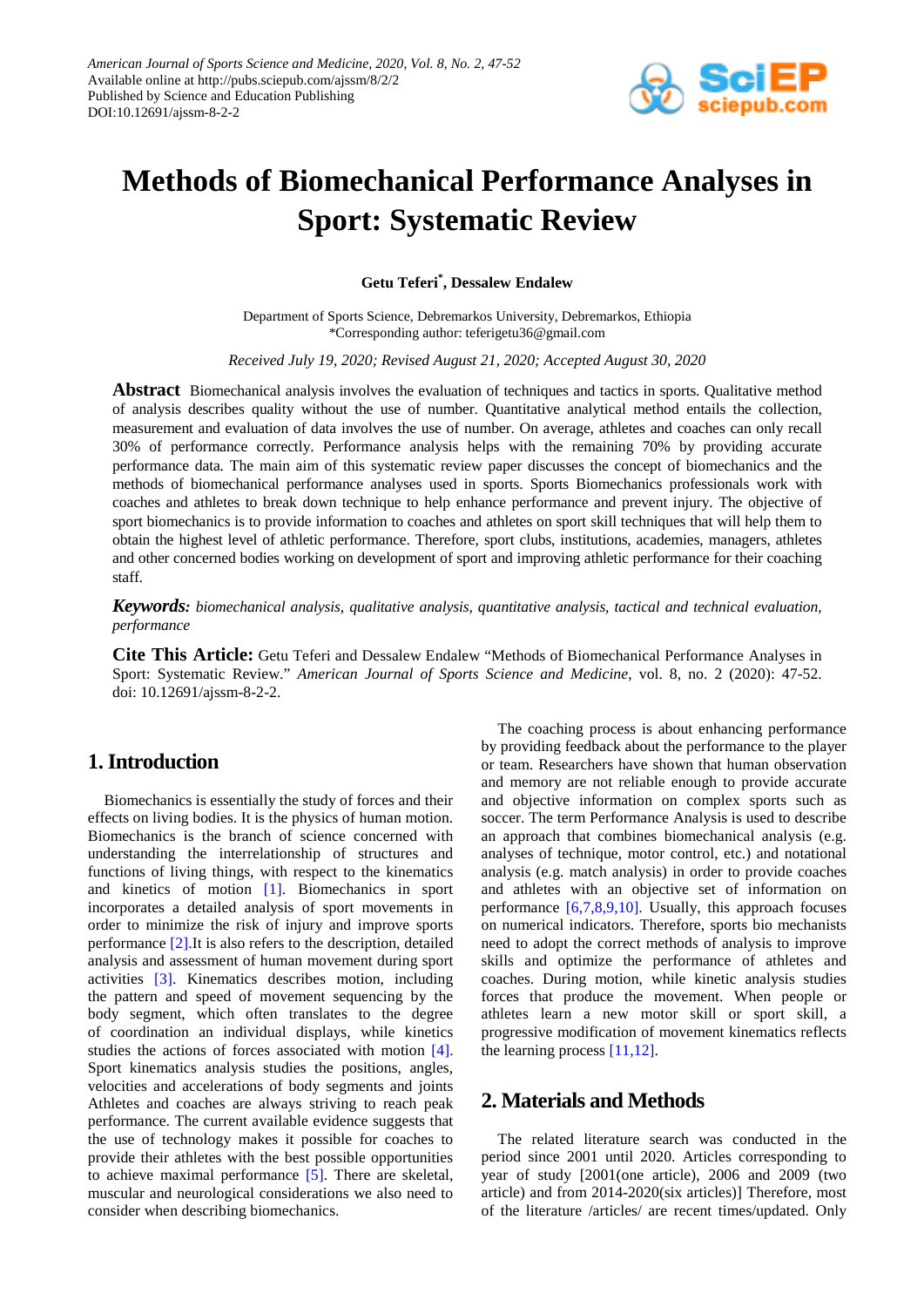# Methods of Biomechanical Performance Analyses in Sport: Systematic Review

**Getu Teferi*, Dessalew Endalew**

Department of Sports Science, Debremarkos University, Debremarkos, Ethiopia
*Corresponding author: teferigetu36@gmail.com

*Received July 19, 2020; Revised August 21, 2020; Accepted August 30, 2020*

**Abstract** Biomechanical analysis involves the evaluation of techniques and tactics in sports. Qualitative method of analysis describes quality without the use of number. Quantitative analytical method entails the collection, measurement and evaluation of data involves the use of number. On average, athletes and coaches can only recall 30% of performance correctly. Performance analysis helps with the remaining 70% by providing accurate performance data. The main aim of this systematic review paper discusses the concept of biomechanics and the methods of biomechanical performance analyses used in sports. Sports Biomechanics professionals work with coaches and athletes to break down technique to help enhance performance and prevent injury. The objective of sport biomechanics is to provide information to coaches and athletes on sport skill techniques that will help them to obtain the highest level of athletic performance. Therefore, sport clubs, institutions, academies, managers, athletes and other concerned bodies working on development of sport and improving athletic performance for their coaching staff.

***Keywords:*** *biomechanical analysis, qualitative analysis, quantitative analysis, tactical and technical evaluation, performance*

**Cite This Article:** Getu Teferi and Dessalew Endalew "Methods of Biomechanical Performance Analyses in Sport: Systematic Review." *American Journal of Sports Science and Medicine*, vol. 8, no. 2 (2020): 47-52. doi: 10.12691/ajssm-8-2-2.

## 1. Introduction

Biomechanics is essentially the study of forces and their effects on living bodies. It is the physics of human motion. Biomechanics is the branch of science concerned with understanding the interrelationship of structures and functions of living things, with respect to the kinematics and kinetics of motion [1]. Biomechanics in sport incorporates a detailed analysis of sport movements in order to minimize the risk of injury and improve sports performance [2].It is also refers to the description, detailed analysis and assessment of human movement during sport activities [3]. Kinematics describes motion, including the pattern and speed of movement sequencing by the body segment, which often translates to the degree of coordination an individual displays, while kinetics studies the actions of forces associated with motion [4]. Sport kinematics analysis studies the positions, angles, velocities and accelerations of body segments and joints Athletes and coaches are always striving to reach peak performance. The current available evidence suggests that the use of technology makes it possible for coaches to provide their athletes with the best possible opportunities to achieve maximal performance [5]. There are skeletal, muscular and neurological considerations we also need to consider when describing biomechanics.

The coaching process is about enhancing performance by providing feedback about the performance to the player or team. Researchers have shown that human observation and memory are not reliable enough to provide accurate and objective information on complex sports such as soccer. The term Performance Analysis is used to describe an approach that combines biomechanical analysis (e.g. analyses of technique, motor control, etc.) and notational analysis (e.g. match analysis) in order to provide coaches and athletes with an objective set of information on performance [6,7,8,9,10]. Usually, this approach focuses on numerical indicators. Therefore, sports bio mechanists need to adopt the correct methods of analysis to improve skills and optimize the performance of athletes and coaches. During motion, while kinetic analysis studies forces that produce the movement. When people or athletes learn a new motor skill or sport skill, a progressive modification of movement kinematics reflects the learning process [11,12].

## 2. Materials and Methods

The related literature search was conducted in the period since 2001 until 2020. Articles corresponding to year of study [2001(one article), 2006 and 2009 (two article) and from 2014-2020(six articles)] Therefore, most of the literature /articles/ are recent times/updated. Only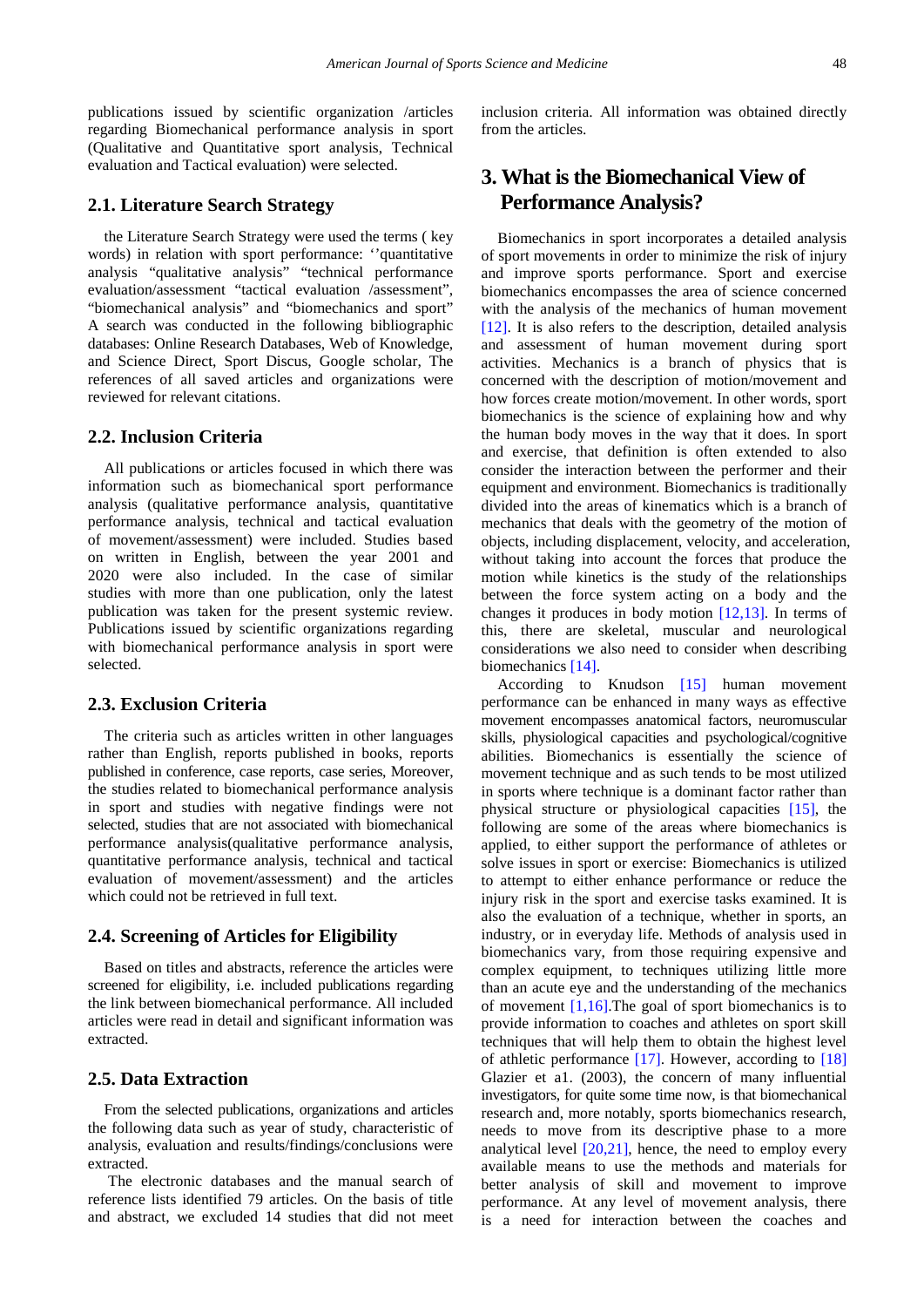publications issued by scientific organization /articles regarding Biomechanical performance analysis in sport (Qualitative and Quantitative sport analysis, Technical evaluation and Tactical evaluation) were selected.

### 2.1. Literature Search Strategy

the Literature Search Strategy were used the terms ( key words) in relation with sport performance: ''quantitative analysis "qualitative analysis" "technical performance evaluation/assessment "tactical evaluation /assessment", "biomechanical analysis" and "biomechanics and sport" A search was conducted in the following bibliographic databases: Online Research Databases, Web of Knowledge, and Science Direct, Sport Discus, Google scholar, The references of all saved articles and organizations were reviewed for relevant citations.

### 2.2. Inclusion Criteria

All publications or articles focused in which there was information such as biomechanical sport performance analysis (qualitative performance analysis, quantitative performance analysis, technical and tactical evaluation of movement/assessment) were included. Studies based on written in English, between the year 2001 and 2020 were also included. In the case of similar studies with more than one publication, only the latest publication was taken for the present systemic review. Publications issued by scientific organizations regarding with biomechanical performance analysis in sport were selected.

### 2.3. Exclusion Criteria

The criteria such as articles written in other languages rather than English, reports published in books, reports published in conference, case reports, case series, Moreover, the studies related to biomechanical performance analysis in sport and studies with negative findings were not selected, studies that are not associated with biomechanical performance analysis(qualitative performance analysis, quantitative performance analysis, technical and tactical evaluation of movement/assessment) and the articles which could not be retrieved in full text.

### 2.4. Screening of Articles for Eligibility

Based on titles and abstracts, reference the articles were screened for eligibility, i.e. included publications regarding the link between biomechanical performance. All included articles were read in detail and significant information was extracted.

### 2.5. Data Extraction

From the selected publications, organizations and articles the following data such as year of study, characteristic of analysis, evaluation and results/findings/conclusions were extracted.

The electronic databases and the manual search of reference lists identified 79 articles. On the basis of title and abstract, we excluded 14 studies that did not meet inclusion criteria. All information was obtained directly from the articles.

## 3. What is the Biomechanical View of Performance Analysis?

Biomechanics in sport incorporates a detailed analysis of sport movements in order to minimize the risk of injury and improve sports performance. Sport and exercise biomechanics encompasses the area of science concerned with the analysis of the mechanics of human movement [12]. It is also refers to the description, detailed analysis and assessment of human movement during sport activities. Mechanics is a branch of physics that is concerned with the description of motion/movement and how forces create motion/movement. In other words, sport biomechanics is the science of explaining how and why the human body moves in the way that it does. In sport and exercise, that definition is often extended to also consider the interaction between the performer and their equipment and environment. Biomechanics is traditionally divided into the areas of kinematics which is a branch of mechanics that deals with the geometry of the motion of objects, including displacement, velocity, and acceleration, without taking into account the forces that produce the motion while kinetics is the study of the relationships between the force system acting on a body and the changes it produces in body motion [12,13]. In terms of this, there are skeletal, muscular and neurological considerations we also need to consider when describing biomechanics [14].

According to Knudson [15] human movement performance can be enhanced in many ways as effective movement encompasses anatomical factors, neuromuscular skills, physiological capacities and psychological/cognitive abilities. Biomechanics is essentially the science of movement technique and as such tends to be most utilized in sports where technique is a dominant factor rather than physical structure or physiological capacities [15], the following are some of the areas where biomechanics is applied, to either support the performance of athletes or solve issues in sport or exercise: Biomechanics is utilized to attempt to either enhance performance or reduce the injury risk in the sport and exercise tasks examined. It is also the evaluation of a technique, whether in sports, an industry, or in everyday life. Methods of analysis used in biomechanics vary, from those requiring expensive and complex equipment, to techniques utilizing little more than an acute eye and the understanding of the mechanics of movement [1,16].The goal of sport biomechanics is to provide information to coaches and athletes on sport skill techniques that will help them to obtain the highest level of athletic performance [17]. However, according to [18] Glazier et a1. (2003), the concern of many influential investigators, for quite some time now, is that biomechanical research and, more notably, sports biomechanics research, needs to move from its descriptive phase to a more analytical level [20,21], hence, the need to employ every available means to use the methods and materials for better analysis of skill and movement to improve performance. At any level of movement analysis, there is a need for interaction between the coaches and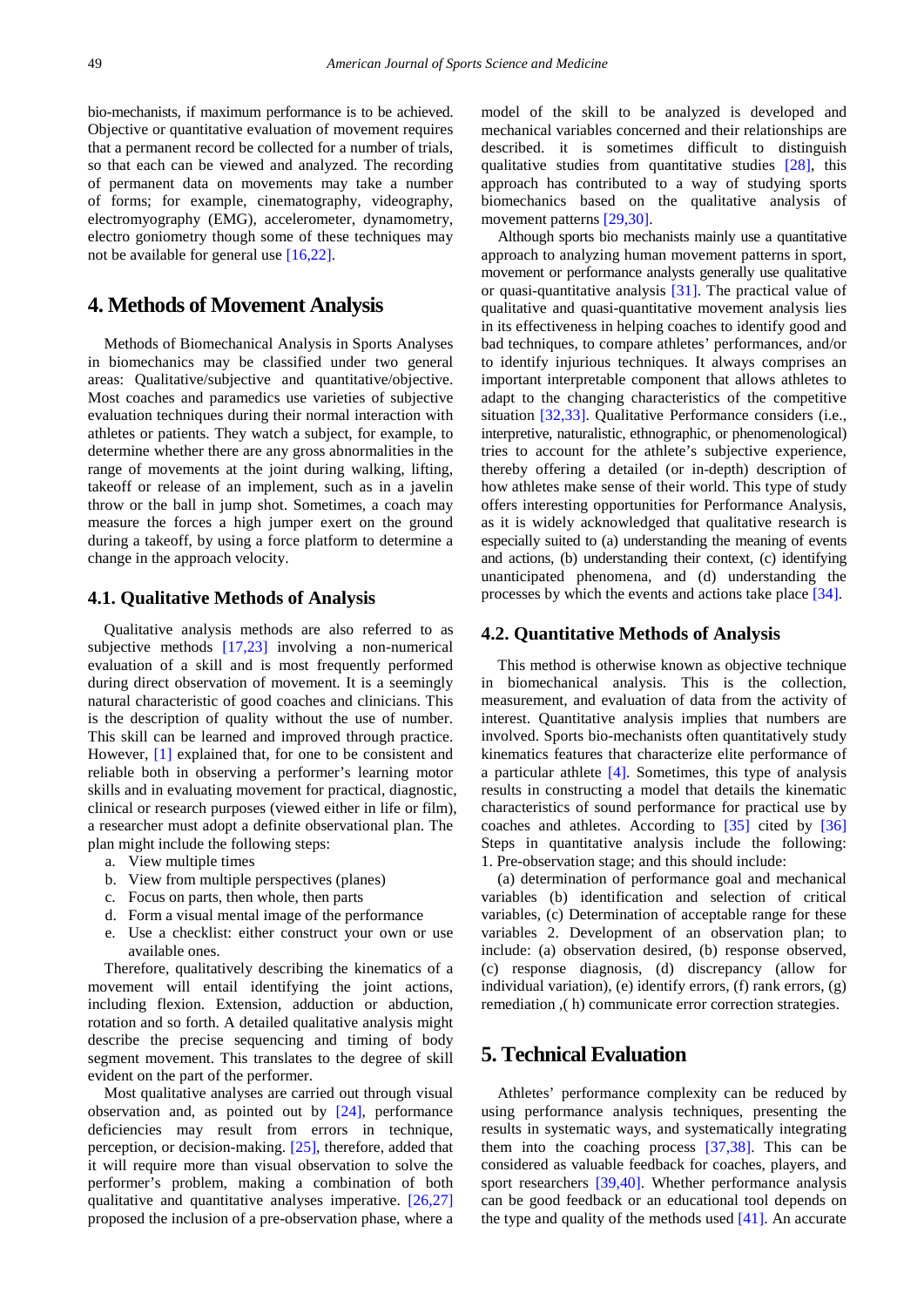bio-mechanists, if maximum performance is to be achieved. Objective or quantitative evaluation of movement requires that a permanent record be collected for a number of trials, so that each can be viewed and analyzed. The recording of permanent data on movements may take a number of forms; for example, cinematography, videography, electromyography (EMG), accelerometer, dynamometry, electro goniometry though some of these techniques may not be available for general use [16,22].

# 4. Methods of Movement Analysis

Methods of Biomechanical Analysis in Sports Analyses in biomechanics may be classified under two general areas: Qualitative/subjective and quantitative/objective. Most coaches and paramedics use varieties of subjective evaluation techniques during their normal interaction with athletes or patients. They watch a subject, for example, to determine whether there are any gross abnormalities in the range of movements at the joint during walking, lifting, takeoff or release of an implement, such as in a javelin throw or the ball in jump shot. Sometimes, a coach may measure the forces a high jumper exert on the ground during a takeoff, by using a force platform to determine a change in the approach velocity.

## 4.1. Qualitative Methods of Analysis

Qualitative analysis methods are also referred to as subjective methods [17,23] involving a non-numerical evaluation of a skill and is most frequently performed during direct observation of movement. It is a seemingly natural characteristic of good coaches and clinicians. This is the description of quality without the use of number. This skill can be learned and improved through practice. However, [1] explained that, for one to be consistent and reliable both in observing a performer's learning motor skills and in evaluating movement for practical, diagnostic, clinical or research purposes (viewed either in life or film), a researcher must adopt a definite observational plan. The plan might include the following steps:

a. View multiple times
b. View from multiple perspectives (planes)
c. Focus on parts, then whole, then parts
d. Form a visual mental image of the performance
e. Use a checklist: either construct your own or use available ones.

Therefore, qualitatively describing the kinematics of a movement will entail identifying the joint actions, including flexion. Extension, adduction or abduction, rotation and so forth. A detailed qualitative analysis might describe the precise sequencing and timing of body segment movement. This translates to the degree of skill evident on the part of the performer.

Most qualitative analyses are carried out through visual observation and, as pointed out by [24], performance deficiencies may result from errors in technique, perception, or decision-making. [25], therefore, added that it will require more than visual observation to solve the performer's problem, making a combination of both qualitative and quantitative analyses imperative. [26,27] proposed the inclusion of a pre-observation phase, where a model of the skill to be analyzed is developed and mechanical variables concerned and their relationships are described. it is sometimes difficult to distinguish qualitative studies from quantitative studies [28], this approach has contributed to a way of studying sports biomechanics based on the qualitative analysis of movement patterns [29,30].

Although sports bio mechanists mainly use a quantitative approach to analyzing human movement patterns in sport, movement or performance analysts generally use qualitative or quasi-quantitative analysis [31]. The practical value of qualitative and quasi-quantitative movement analysis lies in its effectiveness in helping coaches to identify good and bad techniques, to compare athletes' performances, and/or to identify injurious techniques. It always comprises an important interpretable component that allows athletes to adapt to the changing characteristics of the competitive situation [32,33]. Qualitative Performance considers (i.e., interpretive, naturalistic, ethnographic, or phenomenological) tries to account for the athlete's subjective experience, thereby offering a detailed (or in-depth) description of how athletes make sense of their world. This type of study offers interesting opportunities for Performance Analysis, as it is widely acknowledged that qualitative research is especially suited to (a) understanding the meaning of events and actions, (b) understanding their context, (c) identifying unanticipated phenomena, and (d) understanding the processes by which the events and actions take place [34].

## 4.2. Quantitative Methods of Analysis

This method is otherwise known as objective technique in biomechanical analysis. This is the collection, measurement, and evaluation of data from the activity of interest. Quantitative analysis implies that numbers are involved. Sports bio-mechanists often quantitatively study kinematics features that characterize elite performance of a particular athlete [4]. Sometimes, this type of analysis results in constructing a model that details the kinematic characteristics of sound performance for practical use by coaches and athletes. According to [35] cited by [36] Steps in quantitative analysis include the following: 1. Pre-observation stage; and this should include:

(a) determination of performance goal and mechanical variables (b) identification and selection of critical variables, (c) Determination of acceptable range for these variables 2. Development of an observation plan; to include: (a) observation desired, (b) response observed, (c) response diagnosis, (d) discrepancy (allow for individual variation), (e) identify errors, (f) rank errors, (g) remediation ,( h) communicate error correction strategies.

# 5. Technical Evaluation

Athletes' performance complexity can be reduced by using performance analysis techniques, presenting the results in systematic ways, and systematically integrating them into the coaching process [37,38]. This can be considered as valuable feedback for coaches, players, and sport researchers [39,40]. Whether performance analysis can be good feedback or an educational tool depends on the type and quality of the methods used [41]. An accurate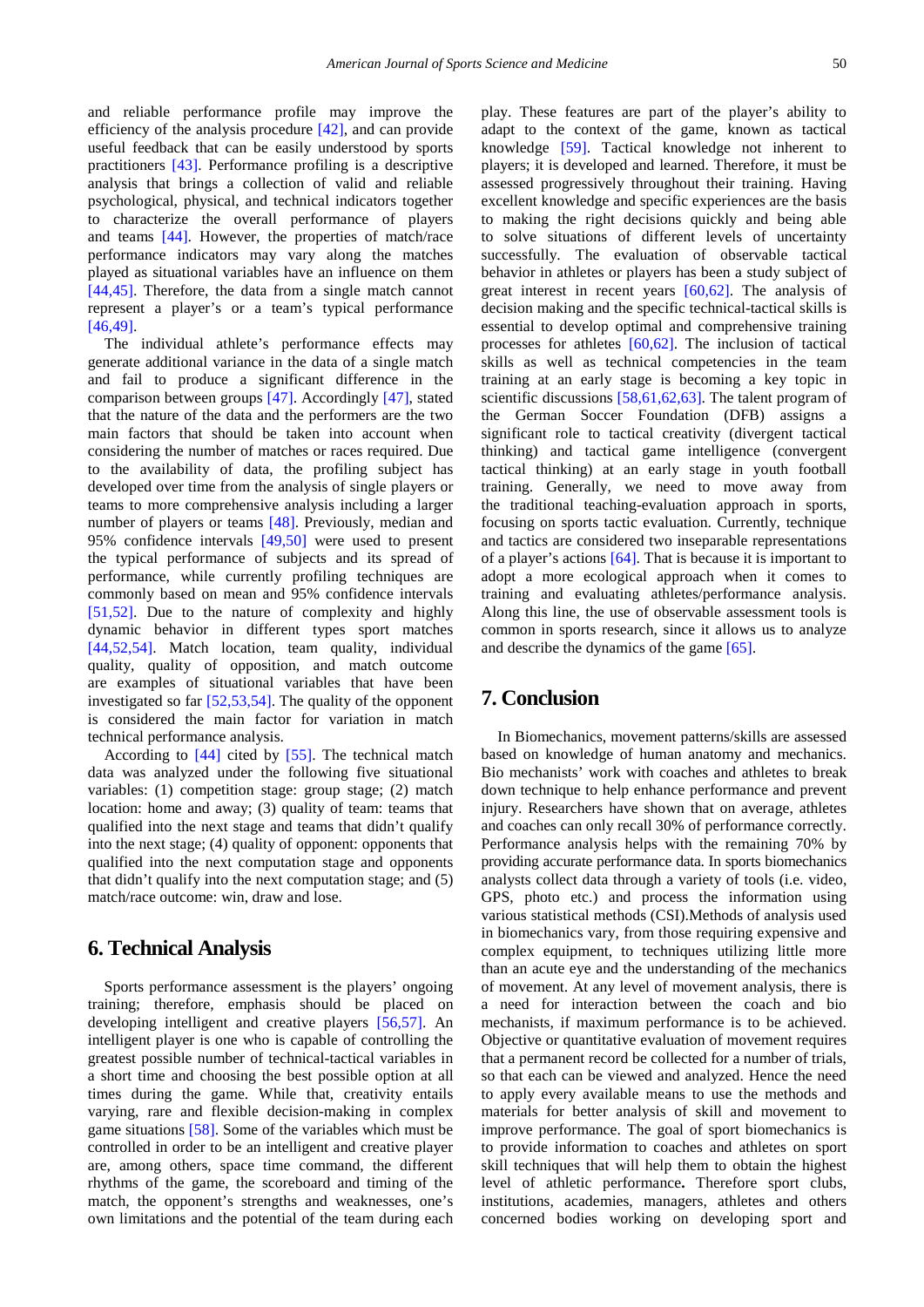and reliable performance profile may improve the efficiency of the analysis procedure [42], and can provide useful feedback that can be easily understood by sports practitioners [43]. Performance profiling is a descriptive analysis that brings a collection of valid and reliable psychological, physical, and technical indicators together to characterize the overall performance of players and teams [44]. However, the properties of match/race performance indicators may vary along the matches played as situational variables have an influence on them [44,45]. Therefore, the data from a single match cannot represent a player's or a team's typical performance [46,49].

The individual athlete's performance effects may generate additional variance in the data of a single match and fail to produce a significant difference in the comparison between groups [47]. Accordingly [47], stated that the nature of the data and the performers are the two main factors that should be taken into account when considering the number of matches or races required. Due to the availability of data, the profiling subject has developed over time from the analysis of single players or teams to more comprehensive analysis including a larger number of players or teams [48]. Previously, median and 95% confidence intervals [49,50] were used to present the typical performance of subjects and its spread of performance, while currently profiling techniques are commonly based on mean and 95% confidence intervals [51,52]. Due to the nature of complexity and highly dynamic behavior in different types sport matches [44,52,54]. Match location, team quality, individual quality, quality of opposition, and match outcome are examples of situational variables that have been investigated so far [52,53,54]. The quality of the opponent is considered the main factor for variation in match technical performance analysis.

According to [44] cited by [55]. The technical match data was analyzed under the following five situational variables: (1) competition stage: group stage; (2) match location: home and away; (3) quality of team: teams that qualified into the next stage and teams that didn't qualify into the next stage; (4) quality of opponent: opponents that qualified into the next computation stage and opponents that didn't qualify into the next computation stage; and (5) match/race outcome: win, draw and lose.

## 6. Technical Analysis

Sports performance assessment is the players' ongoing training; therefore, emphasis should be placed on developing intelligent and creative players [56,57]. An intelligent player is one who is capable of controlling the greatest possible number of technical-tactical variables in a short time and choosing the best possible option at all times during the game. While that, creativity entails varying, rare and flexible decision-making in complex game situations [58]. Some of the variables which must be controlled in order to be an intelligent and creative player are, among others, space time command, the different rhythms of the game, the scoreboard and timing of the match, the opponent's strengths and weaknesses, one's own limitations and the potential of the team during each play. These features are part of the player's ability to adapt to the context of the game, known as tactical knowledge [59]. Tactical knowledge not inherent to players; it is developed and learned. Therefore, it must be assessed progressively throughout their training. Having excellent knowledge and specific experiences are the basis to making the right decisions quickly and being able to solve situations of different levels of uncertainty successfully. The evaluation of observable tactical behavior in athletes or players has been a study subject of great interest in recent years [60,62]. The analysis of decision making and the specific technical-tactical skills is essential to develop optimal and comprehensive training processes for athletes [60,62]. The inclusion of tactical skills as well as technical competencies in the team training at an early stage is becoming a key topic in scientific discussions [58,61,62,63]. The talent program of the German Soccer Foundation (DFB) assigns a significant role to tactical creativity (divergent tactical thinking) and tactical game intelligence (convergent tactical thinking) at an early stage in youth football training. Generally, we need to move away from the traditional teaching-evaluation approach in sports, focusing on sports tactic evaluation. Currently, technique and tactics are considered two inseparable representations of a player's actions [64]. That is because it is important to adopt a more ecological approach when it comes to training and evaluating athletes/performance analysis. Along this line, the use of observable assessment tools is common in sports research, since it allows us to analyze and describe the dynamics of the game [65].

## 7. Conclusion

In Biomechanics, movement patterns/skills are assessed based on knowledge of human anatomy and mechanics. Bio mechanists' work with coaches and athletes to break down technique to help enhance performance and prevent injury. Researchers have shown that on average, athletes and coaches can only recall 30% of performance correctly. Performance analysis helps with the remaining 70% by providing accurate performance data. In sports biomechanics analysts collect data through a variety of tools (i.e. video, GPS, photo etc.) and process the information using various statistical methods (CSI).Methods of analysis used in biomechanics vary, from those requiring expensive and complex equipment, to techniques utilizing little more than an acute eye and the understanding of the mechanics of movement. At any level of movement analysis, there is a need for interaction between the coach and bio mechanists, if maximum performance is to be achieved. Objective or quantitative evaluation of movement requires that a permanent record be collected for a number of trials, so that each can be viewed and analyzed. Hence the need to apply every available means to use the methods and materials for better analysis of skill and movement to improve performance. The goal of sport biomechanics is to provide information to coaches and athletes on sport skill techniques that will help them to obtain the highest level of athletic performance**.** Therefore sport clubs, institutions, academies, managers, athletes and others concerned bodies working on developing sport and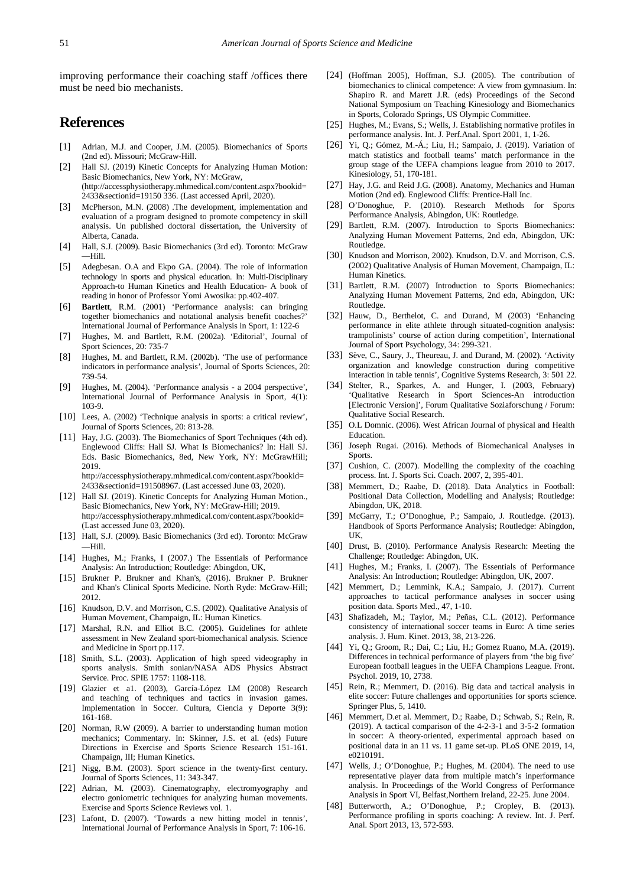improving performance their coaching staff /offices there must be need bio mechanists.

## References

[1] Adrian, M.J. and Cooper, J.M. (2005). Biomechanics of Sports (2nd ed). Missouri; McGraw-Hill.

[2] Hall SJ. (2019) Kinetic Concepts for Analyzing Human Motion: Basic Biomechanics, New York, NY: McGraw, (http://accessphysiotherapy.mhmedical.com/content.aspx?bookid=2433&sectionid=19150 336. (Last accessed April, 2020).

[3] McPherson, M.N. (2008) .The development, implementation and evaluation of a program designed to promote competency in skill analysis. Un published doctoral dissertation, the University of Alberta, Canada.

[4] Hall, S.J. (2009). Basic Biomechanics (3rd ed). Toronto: McGraw —Hill.

[5] Adegbesan. O.A and Ekpo GA. (2004). The role of information technology in sports and physical education. In: Multi-Disciplinary Approach-to Human Kinetics and Health Education- A book of reading in honor of Professor Yomi Awosika: pp.402-407.

[6] **Bartlett**, R.M. (2001) 'Performance analysis: can bringing together biomechanics and notational analysis benefit coaches?' International Journal of Performance Analysis in Sport, 1: 122-6

[7] Hughes, M. and Bartlett, R.M. (2002a). 'Editorial', Journal of Sport Sciences, 20: 735-7

[8] Hughes, M. and Bartlett, R.M. (2002b). 'The use of performance indicators in performance analysis', Journal of Sports Sciences, 20: 739-54.

[9] Hughes, M. (2004). 'Performance analysis - a 2004 perspective', International Journal of Performance Analysis in Sport, 4(1): 103-9.

[10] Lees, A. (2002) 'Technique analysis in sports: a critical review', Journal of Sports Sciences, 20: 813-28.

[11] Hay, J.G. (2003). The Biomechanics of Sport Techniques (4th ed). Englewood Cliffs: Hall SJ. What Is Biomechanics? In: Hall SJ. Eds. Basic Biomechanics, 8ed, New York, NY: McGrawHill; 2019. http://accessphysiotherapy.mhmedical.com/content.aspx?bookid=2433&sectionid=191508967. (Last accessed June 03, 2020).

[12] Hall SJ. (2019). Kinetic Concepts for Analyzing Human Motion., Basic Biomechanics, New York, NY: McGraw-Hill; 2019. http://accessphysiotherapy.mhmedical.com/content.aspx?bookid= (Last accessed June 03, 2020).

[13] Hall, S.J. (2009). Basic Biomechanics (3rd ed). Toronto: McGraw —Hill.

[14] Hughes, M.; Franks, I (2007.) The Essentials of Performance Analysis: An Introduction; Routledge: Abingdon, UK,

[15] Brukner P. Brukner and Khan's, (2016). Brukner P. Brukner and Khan's Clinical Sports Medicine. North Ryde: McGraw-Hill; 2012.

[16] Knudson, D.V. and Morrison, C.S. (2002). Qualitative Analysis of Human Movement, Champaign, IL: Human Kinetics.

[17] Marshal, R.N. and Elliot B.C. (2005). Guidelines for athlete assessment in New Zealand sport-biomechanical analysis. Science and Medicine in Sport pp.117.

[18] Smith, S.L. (2003). Application of high speed videography in sports analysis. Smith sonian/NASA ADS Physics Abstract Service. Proc. SPIE 1757: 1108-118.

[19] Glazier et a1. (2003), García-López LM (2008) Research and teaching of techniques and tactics in invasion games. Implementation in Soccer. Cultura, Ciencia y Deporte 3(9): 161-168.

[20] Norman, R.W (2009). A barrier to understanding human motion mechanics; Commentary. In: Skinner, J.S. et al. (eds) Future Directions in Exercise and Sports Science Research 151-161. Champaign, III; Human Kinetics.

[21] Nigg, B.M. (2003). Sport science in the twenty-first century. Journal of Sports Sciences, 11: 343-347.

[22] Adrian, M. (2003). Cinematography, electromyography and electro goniometric techniques for analyzing human movements. Exercise and Sports Science Reviews vol. 1.

[23] Lafont, D. (2007). 'Towards a new hitting model in tennis', International Journal of Performance Analysis in Sport, 7: 106-16.

[24] (Hoffman 2005), Hoffman, S.J. (2005). The contribution of biomechanics to clinical competence: A view from gymnasium. In: Shapiro R. and Marett J.R. (eds) Proceedings of the Second National Symposium on Teaching Kinesiology and Biomechanics in Sports, Colorado Springs, US Olympic Committee.

[25] Hughes, M.; Evans, S.; Wells, J. Establishing normative profiles in performance analysis. Int. J. Perf.Anal. Sport 2001, 1, 1-26.

[26] Yi, Q.; Gómez, M.-Á.; Liu, H.; Sampaio, J. (2019). Variation of match statistics and football teams' match performance in the group stage of the UEFA champions league from 2010 to 2017. Kinesiology, 51, 170-181.

[27] Hay, J.G. and Reid J.G. (2008). Anatomy, Mechanics and Human Motion (2nd ed). Englewood Cliffs: Prentice-Hall Inc.

[28] O'Donoghue, P. (2010). Research Methods for Sports Performance Analysis, Abingdon, UK: Routledge.

[29] Bartlett, R.M. (2007). Introduction to Sports Biomechanics: Analyzing Human Movement Patterns, 2nd edn, Abingdon, UK: Routledge.

[30] Knudson and Morrison, 2002). Knudson, D.V. and Morrison, C.S. (2002) Qualitative Analysis of Human Movement, Champaign, IL: Human Kinetics.

[31] Bartlett, R.M. (2007) Introduction to Sports Biomechanics: Analyzing Human Movement Patterns, 2nd edn, Abingdon, UK: Routledge.

[32] Hauw, D., Berthelot, C. and Durand, M (2003) 'Enhancing performance in elite athlete through situated-cognition analysis: trampolinists' course of action during competition', International Journal of Sport Psychology, 34: 299-321.

[33] Sève, C., Saury, J., Theureau, J. and Durand, M. (2002). 'Activity organization and knowledge construction during competitive interaction in table tennis', Cognitive Systems Research, 3: 501 22.

[34] Stelter, R., Sparkes, A. and Hunger, I. (2003, February) 'Qualitative Research in Sport Sciences-An introduction [Electronic Version]', Forum Qualitative Soziaforschung / Forum: Qualitative Social Research.

[35] O.L Domnic. (2006). West African Journal of physical and Health Education.

[36] Joseph Rugai. (2016). Methods of Biomechanical Analyses in Sports.

[37] Cushion, C. (2007). Modelling the complexity of the coaching process. Int. J. Sports Sci. Coach. 2007, 2, 395-401.

[38] Memmert, D.; Raabe, D. (2018). Data Analytics in Football: Positional Data Collection, Modelling and Analysis; Routledge: Abingdon, UK, 2018.

[39] McGarry, T.; O'Donoghue, P.; Sampaio, J. Routledge. (2013). Handbook of Sports Performance Analysis; Routledge: Abingdon, UK,

[40] Drust, B. (2010). Performance Analysis Research: Meeting the Challenge; Routledge: Abingdon, UK.

[41] Hughes, M.; Franks, I. (2007). The Essentials of Performance Analysis: An Introduction; Routledge: Abingdon, UK, 2007.

[42] Memmert, D.; Lemmink, K.A.; Sampaio, J. (2017). Current approaches to tactical performance analyses in soccer using position data. Sports Med., 47, 1-10.

[43] Shafizadeh, M.; Taylor, M.; Peñas, C.L. (2012). Performance consistency of international soccer teams in Euro: A time series analysis. J. Hum. Kinet. 2013, 38, 213-226.

[44] Yi, Q.; Groom, R.; Dai, C.; Liu, H.; Gomez Ruano, M.A. (2019). Differences in technical performance of players from 'the big five' European football leagues in the UEFA Champions League. Front. Psychol. 2019, 10, 2738.

[45] Rein, R.; Memmert, D. (2016). Big data and tactical analysis in elite soccer: Future challenges and opportunities for sports science. Springer Plus, 5, 1410.

[46] Memmert, D.et al. Memmert, D.; Raabe, D.; Schwab, S.; Rein, R. (2019). A tactical comparison of the 4-2-3-1 and 3-5-2 formation in soccer: A theory-oriented, experimental approach based on positional data in an 11 vs. 11 game set-up. PLoS ONE 2019, 14, e0210191.

[47] Wells, J.; O'Donoghue, P.; Hughes, M. (2004). The need to use representative player data from multiple match's inperformance analysis. In Proceedings of the World Congress of Performance Analysis in Sport VI, Belfast,Northern Ireland, 22-25. June 2004.

[48] Butterworth, A.; O'Donoghue, P.; Cropley, B. (2013). Performance profiling in sports coaching: A review. Int. J. Perf. Anal. Sport 2013, 13, 572-593.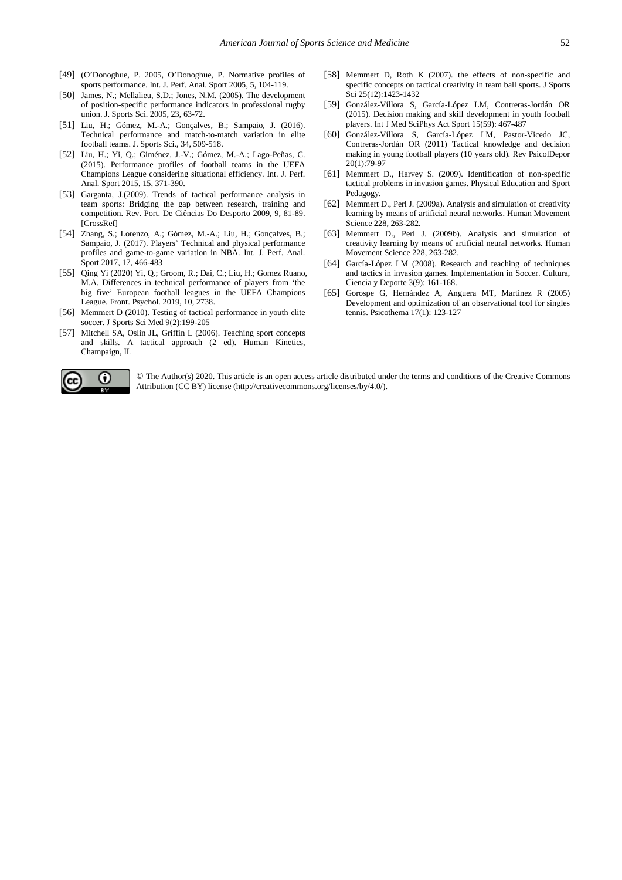[49] (O'Donoghue, P. 2005, O'Donoghue, P. Normative profiles of sports performance. Int. J. Perf. Anal. Sport 2005, 5, 104-119.

[50] James, N.; Mellalieu, S.D.; Jones, N.M. (2005). The development of position-specific performance indicators in professional rugby union. J. Sports Sci. 2005, 23, 63-72.

[51] Liu, H.; Gómez, M.-A.; Gonçalves, B.; Sampaio, J. (2016). Technical performance and match-to-match variation in elite football teams. J. Sports Sci., 34, 509-518.

[52] Liu, H.; Yi, Q.; Giménez, J.-V.; Gómez, M.-A.; Lago-Peñas, C. (2015). Performance profiles of football teams in the UEFA Champions League considering situational efficiency. Int. J. Perf. Anal. Sport 2015, 15, 371-390.

[53] Garganta, J.(2009). Trends of tactical performance analysis in team sports: Bridging the gap between research, training and competition. Rev. Port. De Ciências Do Desporto 2009, 9, 81-89. [CrossRef]

[54] Zhang, S.; Lorenzo, A.; Gómez, M.-A.; Liu, H.; Gonçalves, B.; Sampaio, J. (2017). Players' Technical and physical performance profiles and game-to-game variation in NBA. Int. J. Perf. Anal. Sport 2017, 17, 466-483

[55] Qing Yi (2020) Yi, Q.; Groom, R.; Dai, C.; Liu, H.; Gomez Ruano, M.A. Differences in technical performance of players from 'the big five' European football leagues in the UEFA Champions League. Front. Psychol. 2019, 10, 2738.

[56] Memmert D (2010). Testing of tactical performance in youth elite soccer. J Sports Sci Med 9(2):199-205

[57] Mitchell SA, Oslin JL, Griffin L (2006). Teaching sport concepts and skills. A tactical approach (2 ed). Human Kinetics, Champaign, IL

[58] Memmert D, Roth K (2007). the effects of non-specific and specific concepts on tactical creativity in team ball sports. J Sports Sci 25(12):1423-1432

[59] González-Víllora S, García-López LM, Contreras-Jordán OR (2015). Decision making and skill development in youth football players. Int J Med SciPhys Act Sport 15(59): 467-487

[60] González-Víllora S, García-López LM, Pastor-Vicedo JC, Contreras-Jordán OR (2011) Tactical knowledge and decision making in young football players (10 years old). Rev PsicolDepor 20(1):79-97

[61] Memmert D., Harvey S. (2009). Identification of non-specific tactical problems in invasion games. Physical Education and Sport Pedagogy.

[62] Memmert D., Perl J. (2009a). Analysis and simulation of creativity learning by means of artificial neural networks. Human Movement Science 228, 263-282.

[63] Memmert D., Perl J. (2009b). Analysis and simulation of creativity learning by means of artificial neural networks. Human Movement Science 228, 263-282.

[64] García-López LM (2008). Research and teaching of techniques and tactics in invasion games. Implementation in Soccer. Cultura, Ciencia y Deporte 3(9): 161-168.

[65] Gorospe G, Hernández A, Anguera MT, Martínez R (2005) Development and optimization of an observational tool for singles tennis. Psicothema 17(1): 123-127

© The Author(s) 2020. This article is an open access article distributed under the terms and conditions of the Creative Commons Attribution (CC BY) license (http://creativecommons.org/licenses/by/4.0/).